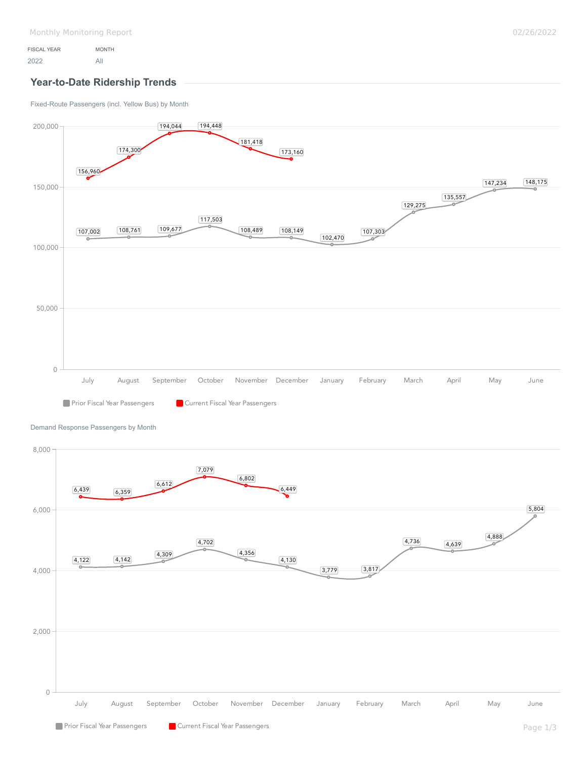Monthly Monitoring Report

02/26/2022

| FISCAL YEAR | MONTH |
|---|---|
| 2022 | All |

## Year-to-Date Ridership Trends

### Fixed-Route Passengers (incl. Yellow Bus) by Month

| Month | Prior Fiscal Year Passengers | Current Fiscal Year Passengers |
|---|---|---|
| July | 107,002 | 156,960 |
| August | 108,761 | 174,300 |
| September | 109,677 | 194,044 |
| October | 117,503 | 194,448 |
| November | 108,489 | 181,418 |
| December | 108,149 | 173,160 |
| January | 102,470 | |
| February | 107,303 | |
| March | 129,275 | |
| April | 135,557 | |
| May | 147,234 | |
| June | 148,175 | |

### Demand Response Passengers by Month

| Month | Prior Fiscal Year Passengers | Current Fiscal Year Passengers |
|---|---|---|
| July | 4,122 | 6,439 |
| August | 4,142 | 6,359 |
| September | 4,309 | 6,612 |
| October | 4,702 | 7,079 |
| November | 4,356 | 6,802 |
| December | 4,130 | 6,449 |
| January | 3,779 | |
| February | 3,817 | |
| March | 4,736 | |
| April | 4,639 | |
| May | 4,888 | |
| June | 5,804 | |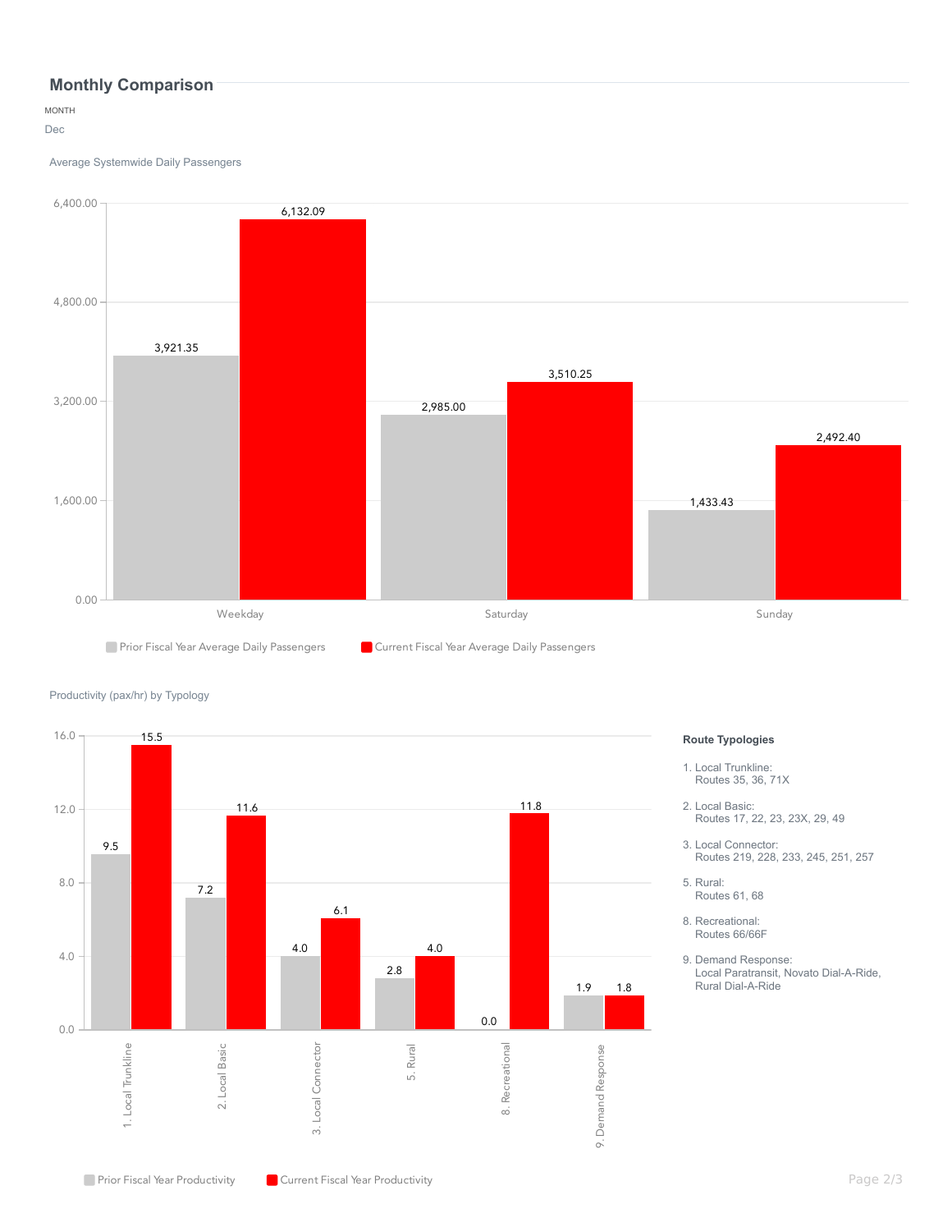## Monthly Comparison

MONTH

Dec

Average Systemwide Daily Passengers

6,400.00
4,800.00
3,200.00
1,600.00
0.00

3,921.35
6,132.09
2,985.00
3,510.25
1,433.43
2,492.40

Weekday
Saturday
Sunday

Prior Fiscal Year Average Daily Passengers
Current Fiscal Year Average Daily Passengers

Productivity (pax/hr) by Typology

16.0
12.0
8.0
4.0
0.0

9.5
15.5
7.2
11.6
4.0
6.1
2.8
4.0
0.0
11.8
1.9
1.8

1. Local Trunkline
2. Local Basic
3. Local Connector
5. Rural
8. Recreational
9. Demand Response

Prior Fiscal Year Productivity
Current Fiscal Year Productivity

**Route Typologies**

1. Local Trunkline:
   Routes 35, 36, 71X
2. Local Basic:
   Routes 17, 22, 23, 23X, 29, 49
3. Local Connector:
   Routes 219, 228, 233, 245, 251, 257
5. Rural:
   Routes 61, 68
8. Recreational:
   Routes 66/66F
9. Demand Response:
   Local Paratransit, Novato Dial-A-Ride, Rural Dial-A-Ride